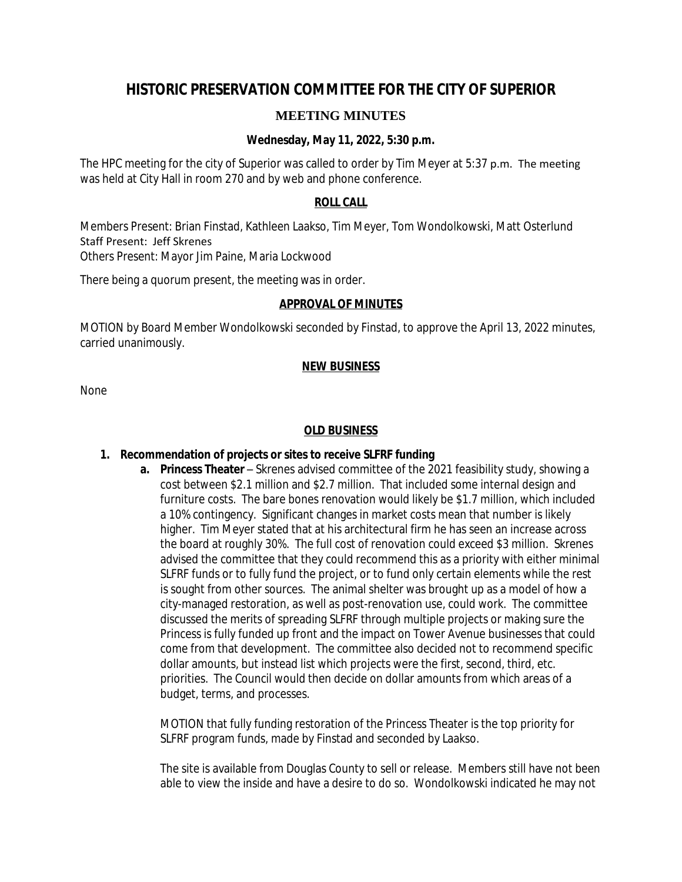# HISTORIC PRESERVATION COMMITTEE FOR THE CITY OF SUPERIOR

## MEETING MINUTES

**Wednesday, May 11, 2022, 5:30 p.m.**

The HPC meeting for the city of Superior was called to order by Tim Meyer at 5:37 p.m. The meeting was held at City Hall in room 270 and by web and phone conference.

### ROLL CALL

Members Present: Brian Finstad, Kathleen Laakso, Tim Meyer, Tom Wondolkowski, Matt Osterlund
Staff Present: Jeff Skrenes
Others Present: Mayor Jim Paine, Maria Lockwood

There being a quorum present, the meeting was in order.

### APPROVAL OF MINUTES

MOTION by Board Member Wondolkowski seconded by Finstad, to approve the April 13, 2022 minutes, carried unanimously.

### NEW BUSINESS

None

### OLD BUSINESS

1. **Recommendation of projects or sites to receive SLFRF funding**
   a. **Princess Theater** – Skrenes advised committee of the 2021 feasibility study, showing a cost between $2.1 million and $2.7 million. That included some internal design and furniture costs. The bare bones renovation would likely be $1.7 million, which included a 10% contingency. Significant changes in market costs mean that number is likely higher. Tim Meyer stated that at his architectural firm he has seen an increase across the board at roughly 30%. The full cost of renovation could exceed $3 million. Skrenes advised the committee that they could recommend this as a priority with either minimal SLFRF funds or to fully fund the project, or to fund only certain elements while the rest is sought from other sources. The animal shelter was brought up as a model of how a city-managed restoration, as well as post-renovation use, could work. The committee discussed the merits of spreading SLFRF through multiple projects or making sure the Princess is fully funded up front and the impact on Tower Avenue businesses that could come from that development. The committee also decided not to recommend specific dollar amounts, but instead list which projects were the first, second, third, etc. priorities. The Council would then decide on dollar amounts from which areas of a budget, terms, and processes.

      MOTION that fully funding restoration of the Princess Theater is the top priority for SLFRF program funds, made by Finstad and seconded by Laakso.

      The site is available from Douglas County to sell or release. Members still have not been able to view the inside and have a desire to do so. Wondolkowski indicated he may not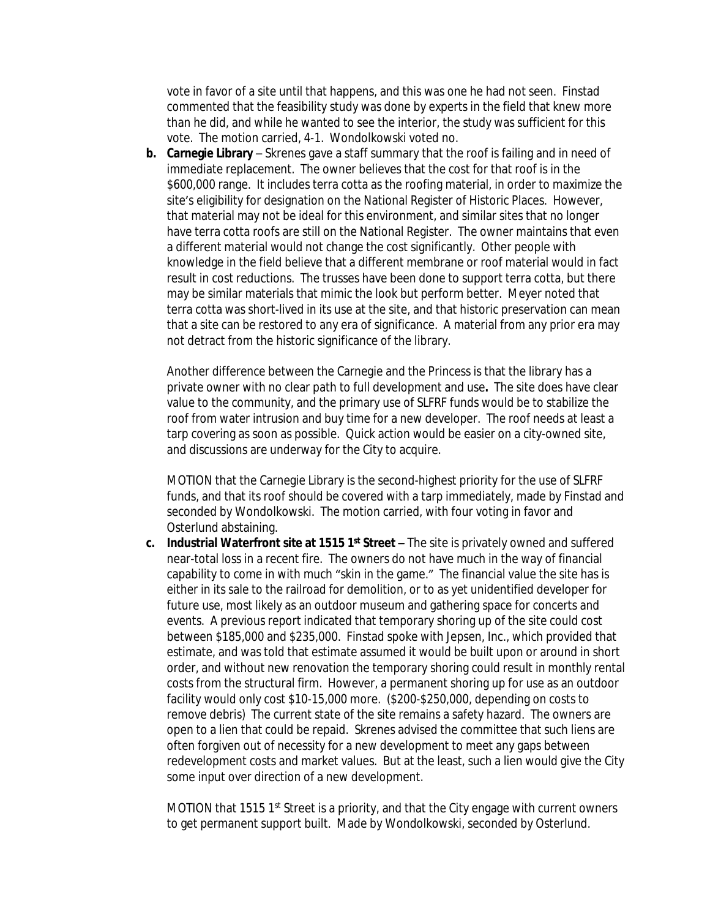vote in favor of a site until that happens, and this was one he had not seen. Finstad commented that the feasibility study was done by experts in the field that knew more than he did, and while he wanted to see the interior, the study was sufficient for this vote. The motion carried, 4-1. Wondolkowski voted no.

**b. Carnegie Library** – Skrenes gave a staff summary that the roof is failing and in need of immediate replacement. The owner believes that the cost for that roof is in the $600,000 range. It includes terra cotta as the roofing material, in order to maximize the site's eligibility for designation on the National Register of Historic Places. However, that material may not be ideal for this environment, and similar sites that no longer have terra cotta roofs are still on the National Register. The owner maintains that even a different material would not change the cost significantly. Other people with knowledge in the field believe that a different membrane or roof material would in fact result in cost reductions. The trusses have been done to support terra cotta, but there may be similar materials that mimic the look but perform better. Meyer noted that terra cotta was short-lived in its use at the site, and that historic preservation can mean that a site can be restored to any era of significance. A material from any prior era may not detract from the historic significance of the library.

Another difference between the Carnegie and the Princess is that the library has a private owner with no clear path to full development and use**.** The site does have clear value to the community, and the primary use of SLFRF funds would be to stabilize the roof from water intrusion and buy time for a new developer. The roof needs at least a tarp covering as soon as possible. Quick action would be easier on a city-owned site, and discussions are underway for the City to acquire.

MOTION that the Carnegie Library is the second-highest priority for the use of SLFRF funds, and that its roof should be covered with a tarp immediately, made by Finstad and seconded by Wondolkowski. The motion carried, with four voting in favor and Osterlund abstaining.

**c. Industrial Waterfront site at 1515 1st Street** – The site is privately owned and suffered near-total loss in a recent fire. The owners do not have much in the way of financial capability to come in with much "skin in the game." The financial value the site has is either in its sale to the railroad for demolition, or to as yet unidentified developer for future use, most likely as an outdoor museum and gathering space for concerts and events. A previous report indicated that temporary shoring up of the site could cost between $185,000 and $235,000. Finstad spoke with Jepsen, Inc., which provided that estimate, and was told that estimate assumed it would be built upon or around in short order, and without new renovation the temporary shoring could result in monthly rental costs from the structural firm. However, a permanent shoring up for use as an outdoor facility would only cost $10-15,000 more. ($200-$250,000, depending on costs to remove debris) The current state of the site remains a safety hazard. The owners are open to a lien that could be repaid. Skrenes advised the committee that such liens are often forgiven out of necessity for a new development to meet any gaps between redevelopment costs and market values. But at the least, such a lien would give the City some input over direction of a new development.

MOTION that 1515 1st Street is a priority, and that the City engage with current owners to get permanent support built. Made by Wondolkowski, seconded by Osterlund.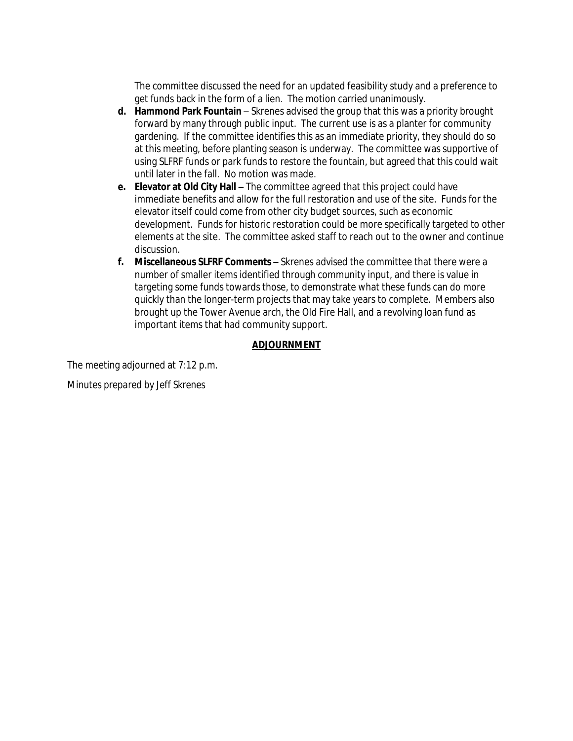The committee discussed the need for an updated feasibility study and a preference to get funds back in the form of a lien. The motion carried unanimously.

d. **Hammond Park Fountain** – Skrenes advised the group that this was a priority brought forward by many through public input. The current use is as a planter for community gardening. If the committee identifies this as an immediate priority, they should do so at this meeting, before planting season is underway. The committee was supportive of using SLFRF funds or park funds to restore the fountain, but agreed that this could wait until later in the fall. No motion was made.

e. **Elevator at Old City Hall –** The committee agreed that this project could have immediate benefits and allow for the full restoration and use of the site. Funds for the elevator itself could come from other city budget sources, such as economic development. Funds for historic restoration could be more specifically targeted to other elements at the site. The committee asked staff to reach out to the owner and continue discussion.

f. **Miscellaneous SLFRF Comments** – Skrenes advised the committee that there were a number of smaller items identified through community input, and there is value in targeting some funds towards those, to demonstrate what these funds can do more quickly than the longer-term projects that may take years to complete. Members also brought up the Tower Avenue arch, the Old Fire Hall, and a revolving loan fund as important items that had community support.

**ADJOURNMENT**

The meeting adjourned at 7:12 p.m.

Minutes prepared by Jeff Skrenes